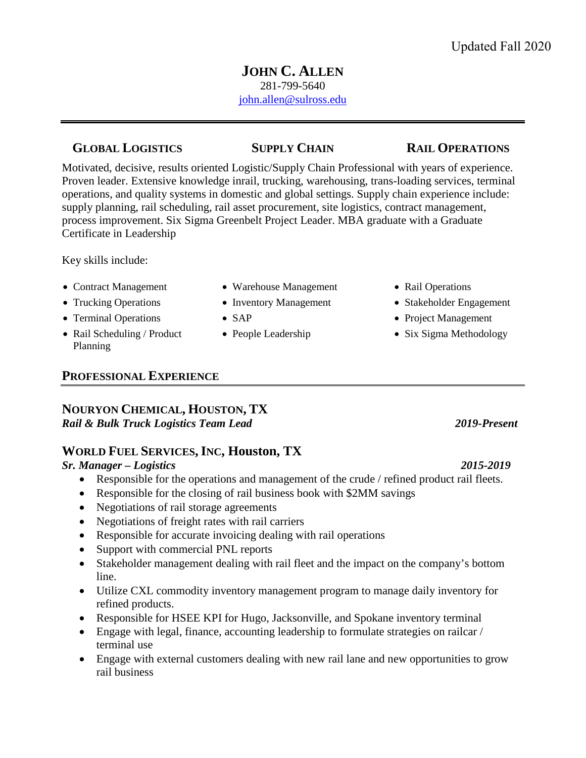Updated Fall 2020

# JOHN C. ALLEN

281-799-5640
john.allen@sulross.edu

**GLOBAL LOGISTICS** **SUPPLY CHAIN** **RAIL OPERATIONS**

Motivated, decisive, results oriented Logistic/Supply Chain Professional with years of experience. Proven leader. Extensive knowledge inrail, trucking, warehousing, trans-loading services, terminal operations, and quality systems in domestic and global settings. Supply chain experience include: supply planning, rail scheduling, rail asset procurement, site logistics, contract management, process improvement. Six Sigma Greenbelt Project Leader. MBA graduate with a Graduate Certificate in Leadership

Key skills include:

- Contract Management
- Trucking Operations
- Terminal Operations
- Rail Scheduling / Product Planning
- Warehouse Management
- Inventory Management
- SAP
- People Leadership
- Rail Operations
- Stakeholder Engagement
- Project Management
- Six Sigma Methodology

## PROFESSIONAL EXPERIENCE

### NOURYON CHEMICAL, HOUSTON, TX

***Rail & Bulk Truck Logistics Team Lead*** ***2019-Present***

### WORLD FUEL SERVICES, INC, Houston, TX

***Sr. Manager – Logistics*** ***2015-2019***

- Responsible for the operations and management of the crude / refined product rail fleets.
- Responsible for the closing of rail business book with $2MM savings
- Negotiations of rail storage agreements
- Negotiations of freight rates with rail carriers
- Responsible for accurate invoicing dealing with rail operations
- Support with commercial PNL reports
- Stakeholder management dealing with rail fleet and the impact on the company's bottom line.
- Utilize CXL commodity inventory management program to manage daily inventory for refined products.
- Responsible for HSEE KPI for Hugo, Jacksonville, and Spokane inventory terminal
- Engage with legal, finance, accounting leadership to formulate strategies on railcar / terminal use
- Engage with external customers dealing with new rail lane and new opportunities to grow rail business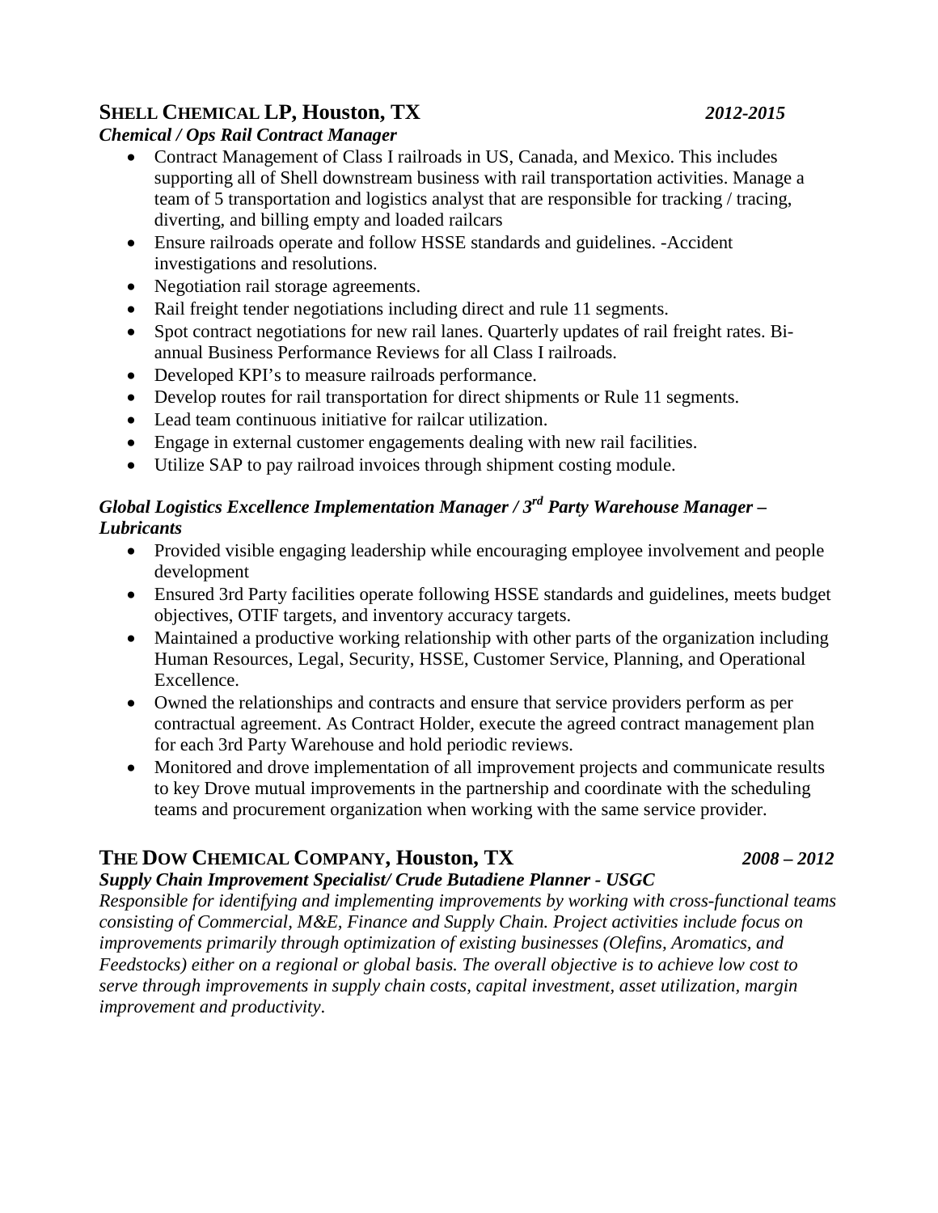## SHELL CHEMICAL LP, Houston, TX *2012-2015*

***Chemical / Ops Rail Contract Manager***

- Contract Management of Class I railroads in US, Canada, and Mexico. This includes supporting all of Shell downstream business with rail transportation activities. Manage a team of 5 transportation and logistics analyst that are responsible for tracking / tracing, diverting, and billing empty and loaded railcars
- Ensure railroads operate and follow HSSE standards and guidelines. -Accident investigations and resolutions.
- Negotiation rail storage agreements.
- Rail freight tender negotiations including direct and rule 11 segments.
- Spot contract negotiations for new rail lanes. Quarterly updates of rail freight rates. Bi-annual Business Performance Reviews for all Class I railroads.
- Developed KPI's to measure railroads performance.
- Develop routes for rail transportation for direct shipments or Rule 11 segments.
- Lead team continuous initiative for railcar utilization.
- Engage in external customer engagements dealing with new rail facilities.
- Utilize SAP to pay railroad invoices through shipment costing module.

***Global Logistics Excellence Implementation Manager / 3rd Party Warehouse Manager – Lubricants***

- Provided visible engaging leadership while encouraging employee involvement and people development
- Ensured 3rd Party facilities operate following HSSE standards and guidelines, meets budget objectives, OTIF targets, and inventory accuracy targets.
- Maintained a productive working relationship with other parts of the organization including Human Resources, Legal, Security, HSSE, Customer Service, Planning, and Operational Excellence.
- Owned the relationships and contracts and ensure that service providers perform as per contractual agreement. As Contract Holder, execute the agreed contract management plan for each 3rd Party Warehouse and hold periodic reviews.
- Monitored and drove implementation of all improvement projects and communicate results to key Drove mutual improvements in the partnership and coordinate with the scheduling teams and procurement organization when working with the same service provider.

## THE DOW CHEMICAL COMPANY, Houston, TX *2008 – 2012*

***Supply Chain Improvement Specialist/ Crude Butadiene Planner - USGC***

*Responsible for identifying and implementing improvements by working with cross-functional teams consisting of Commercial, M&E, Finance and Supply Chain. Project activities include focus on improvements primarily through optimization of existing businesses (Olefins, Aromatics, and Feedstocks) either on a regional or global basis. The overall objective is to achieve low cost to serve through improvements in supply chain costs, capital investment, asset utilization, margin improvement and productivity.*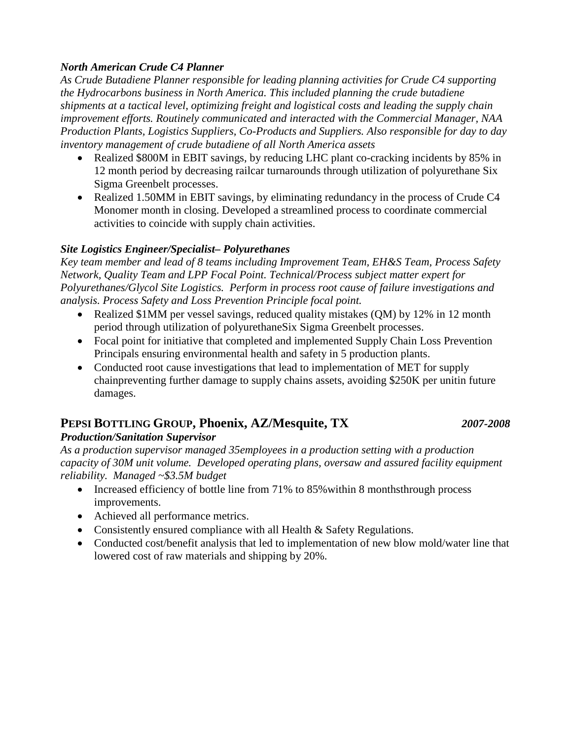***North American Crude C4 Planner***

*As Crude Butadiene Planner responsible for leading planning activities for Crude C4 supporting the Hydrocarbons business in North America. This included planning the crude butadiene shipments at a tactical level, optimizing freight and logistical costs and leading the supply chain improvement efforts. Routinely communicated and interacted with the Commercial Manager, NAA Production Plants, Logistics Suppliers, Co-Products and Suppliers. Also responsible for day to day inventory management of crude butadiene of all North America assets*

- Realized $800M in EBIT savings, by reducing LHC plant co-cracking incidents by 85% in 12 month period by decreasing railcar turnarounds through utilization of polyurethane Six Sigma Greenbelt processes.
- Realized 1.50MM in EBIT savings, by eliminating redundancy in the process of Crude C4 Monomer month in closing. Developed a streamlined process to coordinate commercial activities to coincide with supply chain activities.

***Site Logistics Engineer/Specialist– Polyurethanes***

*Key team member and lead of 8 teams including Improvement Team, EH&S Team, Process Safety Network, Quality Team and LPP Focal Point. Technical/Process subject matter expert for Polyurethanes/Glycol Site Logistics. Perform in process root cause of failure investigations and analysis. Process Safety and Loss Prevention Principle focal point.*

- Realized $1MM per vessel savings, reduced quality mistakes (QM) by 12% in 12 month period through utilization of polyurethaneSix Sigma Greenbelt processes.
- Focal point for initiative that completed and implemented Supply Chain Loss Prevention Principals ensuring environmental health and safety in 5 production plants.
- Conducted root cause investigations that lead to implementation of MET for supply chainpreventing further damage to supply chains assets, avoiding $250K per unitin future damages.

## PEPSI BOTTLING GROUP, Phoenix, AZ/Mesquite, TX — *2007-2008*

***Production/Sanitation Supervisor***

*As a production supervisor managed 35employees in a production setting with a production capacity of 30M unit volume. Developed operating plans, oversaw and assured facility equipment reliability. Managed ~$3.5M budget*

- Increased efficiency of bottle line from 71% to 85%within 8 monthsthrough process improvements.
- Achieved all performance metrics.
- Consistently ensured compliance with all Health & Safety Regulations.
- Conducted cost/benefit analysis that led to implementation of new blow mold/water line that lowered cost of raw materials and shipping by 20%.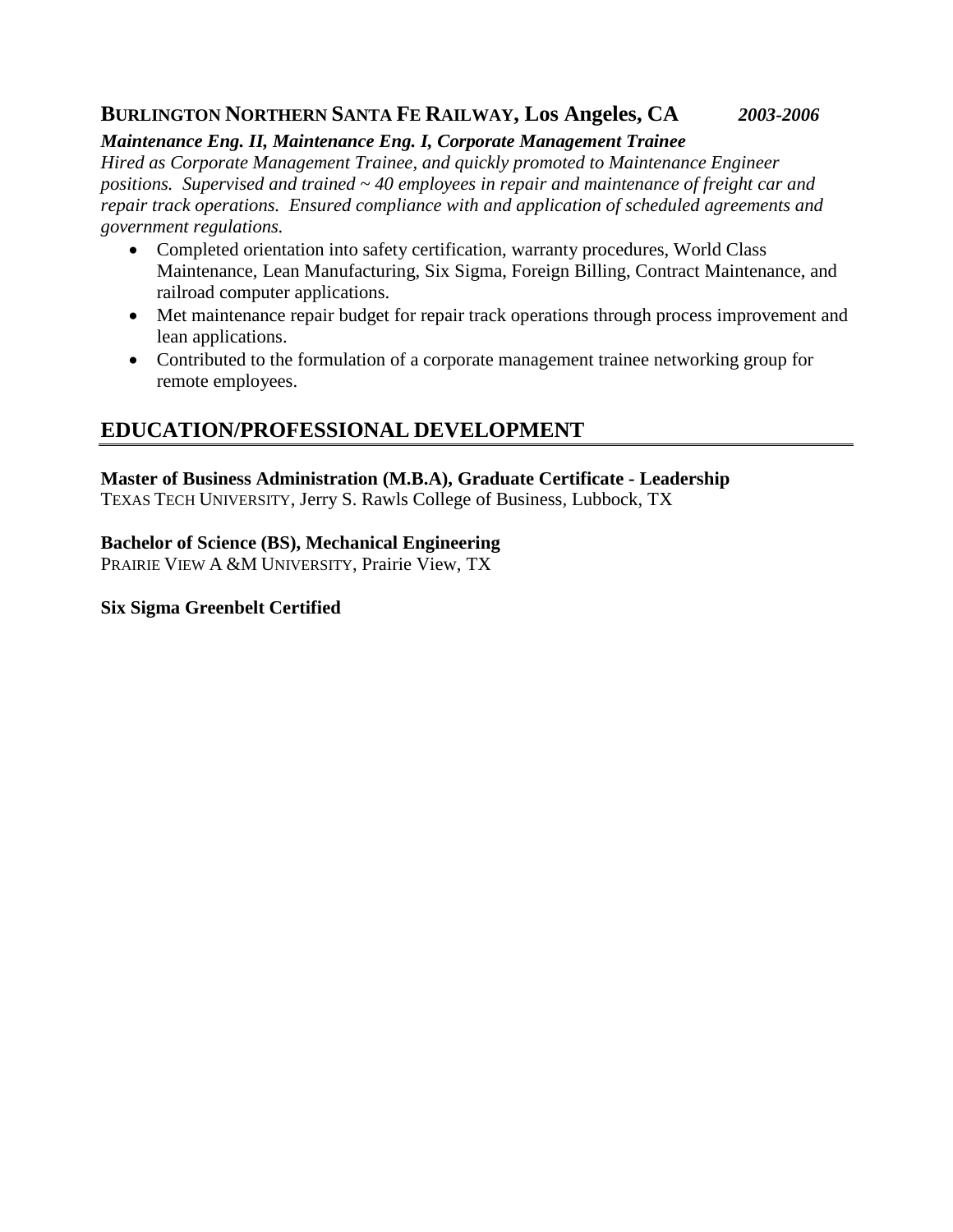**BURLINGTON NORTHERN SANTA FE RAILWAY, Los Angeles, CA** *2003-2006*

***Maintenance Eng. II, Maintenance Eng. I, Corporate Management Trainee***

*Hired as Corporate Management Trainee, and quickly promoted to Maintenance Engineer positions. Supervised and trained ~ 40 employees in repair and maintenance of freight car and repair track operations. Ensured compliance with and application of scheduled agreements and government regulations.*

- Completed orientation into safety certification, warranty procedures, World Class Maintenance, Lean Manufacturing, Six Sigma, Foreign Billing, Contract Maintenance, and railroad computer applications.
- Met maintenance repair budget for repair track operations through process improvement and lean applications.
- Contributed to the formulation of a corporate management trainee networking group for remote employees.

## EDUCATION/PROFESSIONAL DEVELOPMENT

**Master of Business Administration (M.B.A), Graduate Certificate - Leadership**
TEXAS TECH UNIVERSITY, Jerry S. Rawls College of Business, Lubbock, TX

**Bachelor of Science (BS), Mechanical Engineering**
PRAIRIE VIEW A &M UNIVERSITY, Prairie View, TX

**Six Sigma Greenbelt Certified**